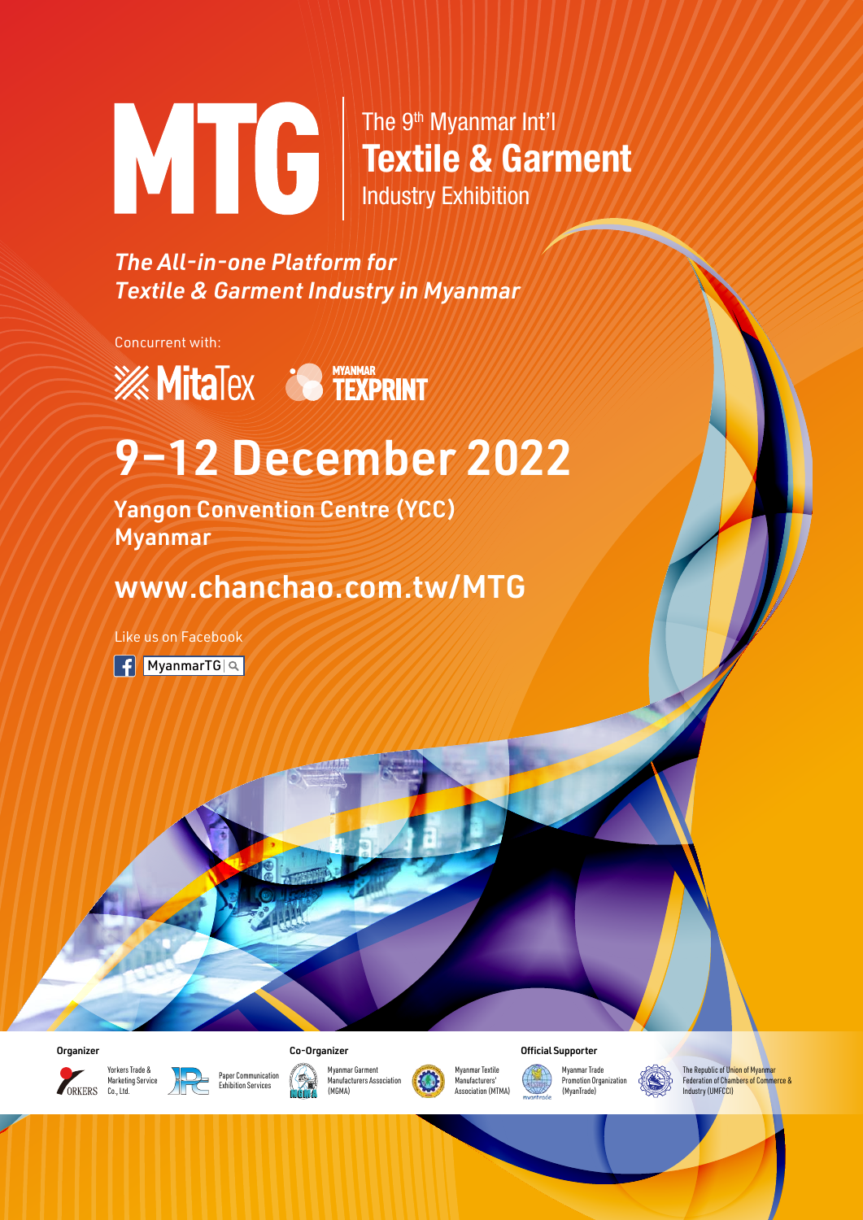# MTG

The 9th Myanmar Int'l
**Textile & Garment**
Industry Exhibition

***The All-in-one Platform for Textile & Garment Industry in Myanmar***

Concurrent with:

MitaTex    MYANMAR TEXPRINT

## 9–12 December 2022

**Yangon Convention Centre (YCC)
Myanmar**

**www.chanchao.com.tw/MTG**

Like us on Facebook

MyanmarTG

**Organizer**

Yorkers Trade & Marketing Service Co., Ltd.

Paper Communication Exhibition Services

**Co-Organizer**

Myanmar Garment Manufacturers Association (MGMA)

Myanmar Textile Manufacturers' Association (MTMA)

**Official Supporter**

Myanmar Trade Promotion Organization (MyanTrade)

The Republic of Union of Myanmar Federation of Chambers of Commerce & Industry (UMFCCI)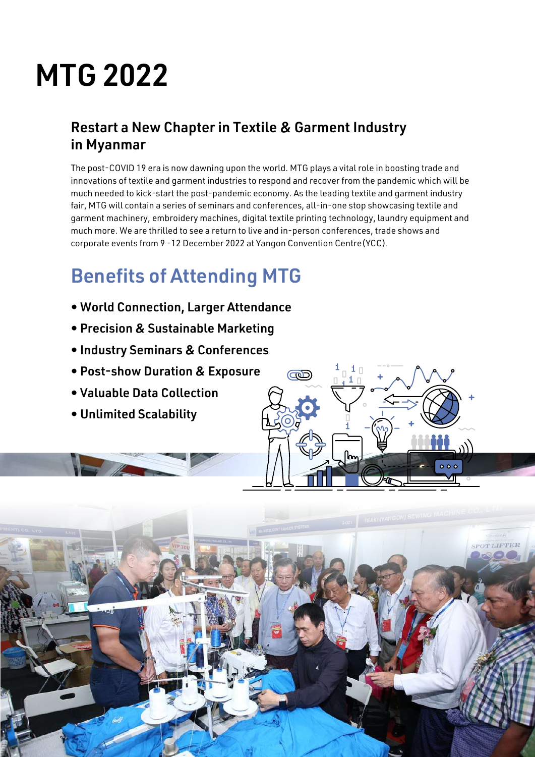# MTG 2022

## Restart a New Chapter in Textile & Garment Industry in Myanmar

The post-COVID 19 era is now dawning upon the world. MTG plays a vital role in boosting trade and innovations of textile and garment industries to respond and recover from the pandemic which will be much needed to kick-start the post-pandemic economy. As the leading textile and garment industry fair, MTG will contain a series of seminars and conferences, all-in-one stop showcasing textile and garment machinery, embroidery machines, digital textile printing technology, laundry equipment and much more. We are thrilled to see a return to live and in-person conferences, trade shows and corporate events from 9 -12 December 2022 at Yangon Convention Centre(YCC).

## Benefits of Attending MTG

- **World Connection, Larger Attendance**
- **Precision & Sustainable Marketing**
- **Industry Seminars & Conferences**
- **Post-show Duration & Exposure**
- **Valuable Data Collection**
- **Unlimited Scalability**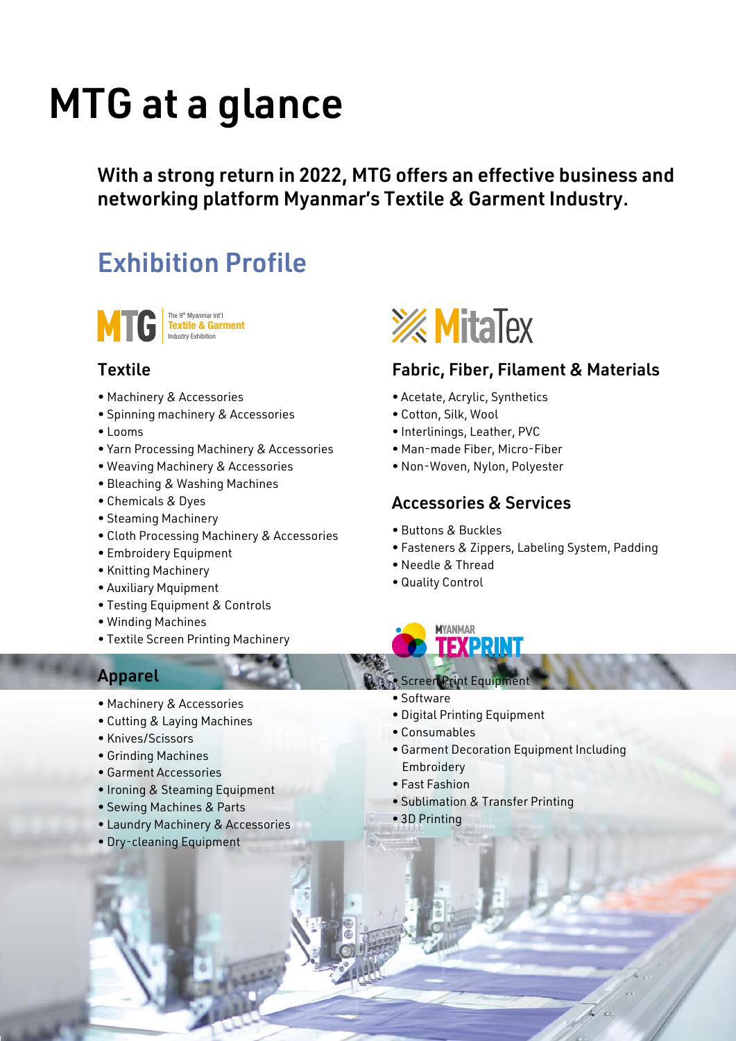# MTG at a glance

**With a strong return in 2022, MTG offers an effective business and networking platform Myanmar's Textile & Garment Industry.**

## Exhibition Profile

MTG — The 9th Myanmar Int'l Textile & Garment Industry Exhibition

### Textile

- Machinery & Accessories
- Spinning machinery & Accessories
- Looms
- Yarn Processing Machinery & Accessories
- Weaving Machinery & Accessories
- Bleaching & Washing Machines
- Chemicals & Dyes
- Steaming Machinery
- Cloth Processing Machinery & Accessories
- Embroidery Equipment
- Knitting Machinery
- Auxiliary Mquipment
- Testing Equipment & Controls
- Winding Machines
- Textile Screen Printing Machinery

### Apparel

- Machinery & Accessories
- Cutting & Laying Machines
- Knives/Scissors
- Grinding Machines
- Garment Accessories
- Ironing & Steaming Equipment
- Sewing Machines & Parts
- Laundry Machinery & Accessories
- Dry-cleaning Equipment

MitaTex

### Fabric, Fiber, Filament & Materials

- Acetate, Acrylic, Synthetics
- Cotton, Silk, Wool
- Interlinings, Leather, PVC
- Man-made Fiber, Micro-Fiber
- Non-Woven, Nylon, Polyester

### Accessories & Services

- Buttons & Buckles
- Fasteners & Zippers, Labeling System, Padding
- Needle & Thread
- Quality Control

MYANMAR TEXPRINT

- Screen Print Equipment
- Software
- Digital Printing Equipment
- Consumables
- Garment Decoration Equipment Including Embroidery
- Fast Fashion
- Sublimation & Transfer Printing
- 3D Printing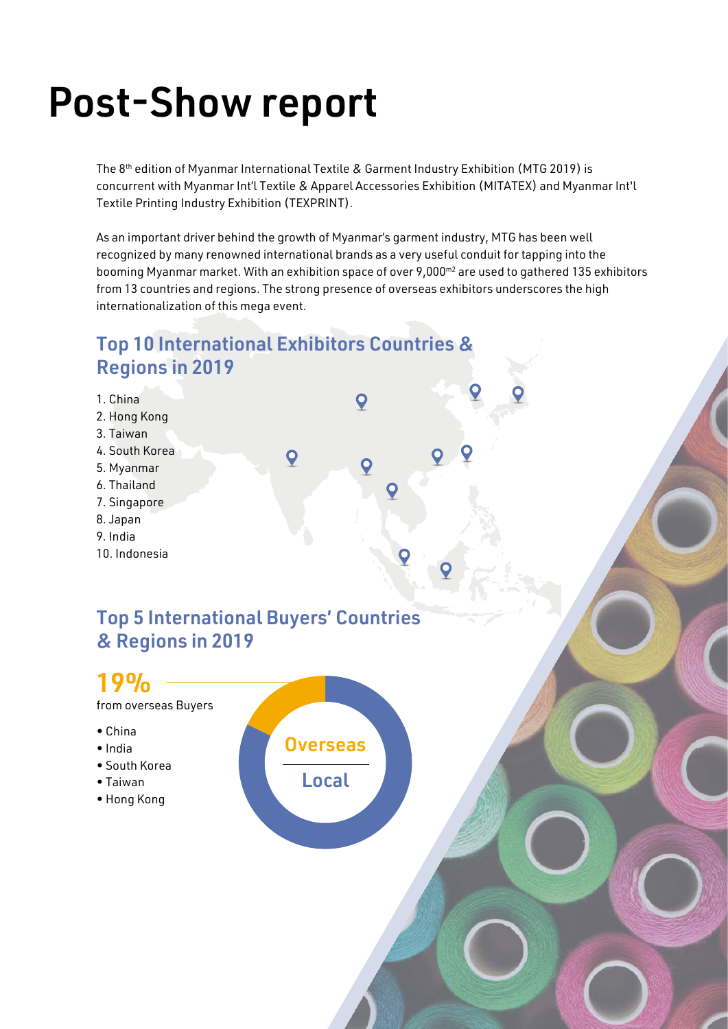# Post-Show report

The 8th edition of Myanmar International Textile & Garment Industry Exhibition (MTG 2019) is concurrent with Myanmar Int'l Textile & Apparel Accessories Exhibition (MITATEX) and Myanmar Int'l Textile Printing Industry Exhibition (TEXPRINT).

As an important driver behind the growth of Myanmar's garment industry, MTG has been well recognized by many renowned international brands as a very useful conduit for tapping into the booming Myanmar market. With an exhibition space of over 9,000m² are used to gathered 135 exhibitors from 13 countries and regions. The strong presence of overseas exhibitors underscores the high internationalization of this mega event.

## Top 10 International Exhibitors Countries & Regions in 2019

1. China
2. Hong Kong
3. Taiwan
4. South Korea
5. Myanmar
6. Thailand
7. Singapore
8. Japan
9. India
10. Indonesia

## Top 5 International Buyers' Countries & Regions in 2019

**19%**
from overseas Buyers

- China
- India
- South Korea
- Taiwan
- Hong Kong

Overseas

Local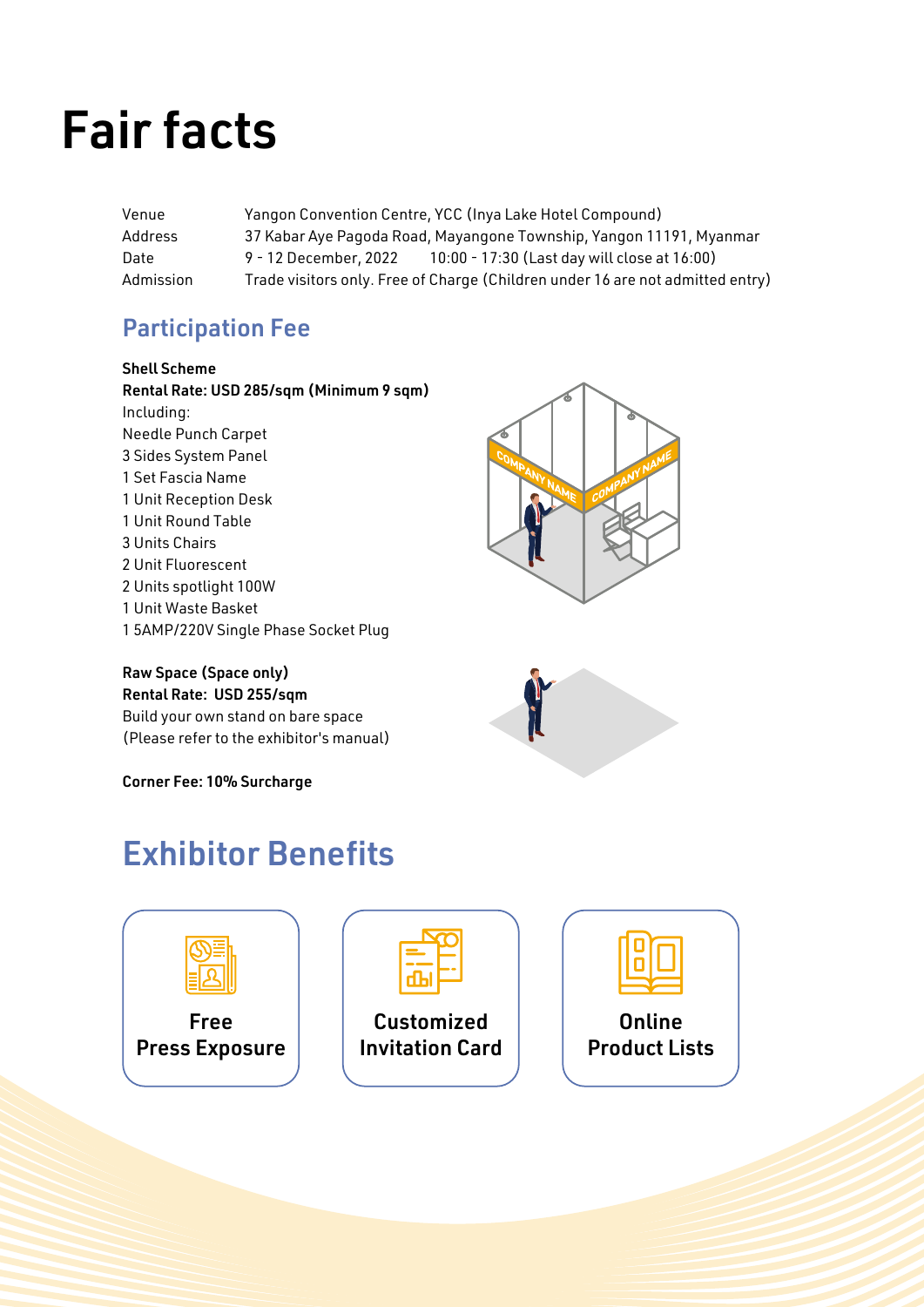# Fair facts

| | |
|---|---|
| Venue | Yangon Convention Centre, YCC (Inya Lake Hotel Compound) |
| Address | 37 Kabar Aye Pagoda Road, Mayangone Township, Yangon 11191, Myanmar |
| Date | 9 - 12 December, 2022 10:00 - 17:30 (Last day will close at 16:00) |
| Admission | Trade visitors only. Free of Charge (Children under 16 are not admitted entry) |

## Participation Fee

**Shell Scheme**
**Rental Rate: USD 285/sqm (Minimum 9 sqm)**
Including:
Needle Punch Carpet
3 Sides System Panel
1 Set Fascia Name
1 Unit Reception Desk
1 Unit Round Table
3 Units Chairs
2 Unit Fluorescent
2 Units spotlight 100W
1 Unit Waste Basket
1 5AMP/220V Single Phase Socket Plug

**Raw Space (Space only)**
**Rental Rate: USD 255/sqm**
Build your own stand on bare space
(Please refer to the exhibitor's manual)

**Corner Fee: 10% Surcharge**

## Exhibitor Benefits

**Free Press Exposure**

**Customized Invitation Card**

**Online Product Lists**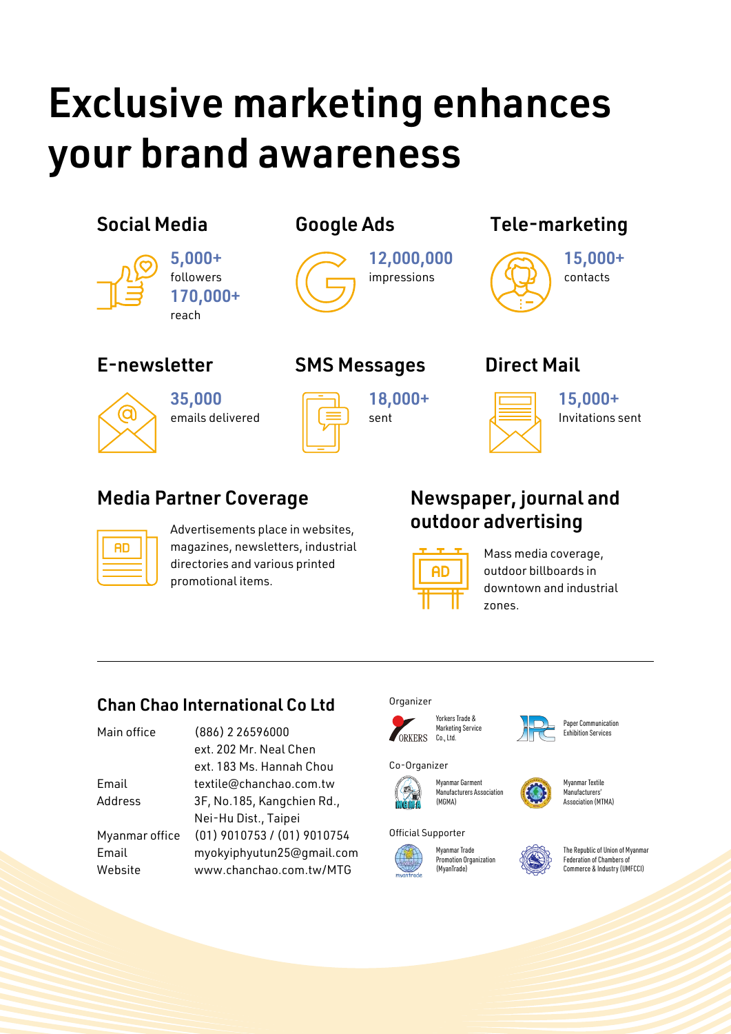# Exclusive marketing enhances your brand awareness

## Social Media

**5,000+**
followers

**170,000+**
reach

## Google Ads

**12,000,000**
impressions

## Tele-marketing

**15,000+**
contacts

## E-newsletter

**35,000**
emails delivered

## SMS Messages

**18,000+**
sent

## Direct Mail

**15,000+**
Invitations sent

## Media Partner Coverage

Advertisements place in websites, magazines, newsletters, industrial directories and various printed promotional items.

## Newspaper, journal and outdoor advertising

Mass media coverage, outdoor billboards in downtown and industrial zones.

---

## Chan Chao International Co Ltd

| | |
|---|---|
| Main office | (886) 2 26596000 |
| | ext. 202 Mr. Neal Chen |
| | ext. 183 Ms. Hannah Chou |
| Email | textile@chanchao.com.tw |
| Address | 3F, No.185, Kangchien Rd., |
| | Nei-Hu Dist., Taipei |
| Myanmar office | (01) 9010753 / (01) 9010754 |
| Email | myokyiphyutun25@gmail.com |
| Website | www.chanchao.com.tw/MTG |

Organizer

Yorkers Trade & Marketing Service Co., Ltd.

Paper Communication Exhibition Services

Co-Organizer

Myanmar Garment Manufacturers Association (MGMA)

Myanmar Textile Manufacturers' Association (MTMA)

Official Supporter

Myanmar Trade Promotion Organization (MyanTrade)

The Republic of Union of Myanmar Federation of Chambers of Commerce & Industry (UMFCCI)